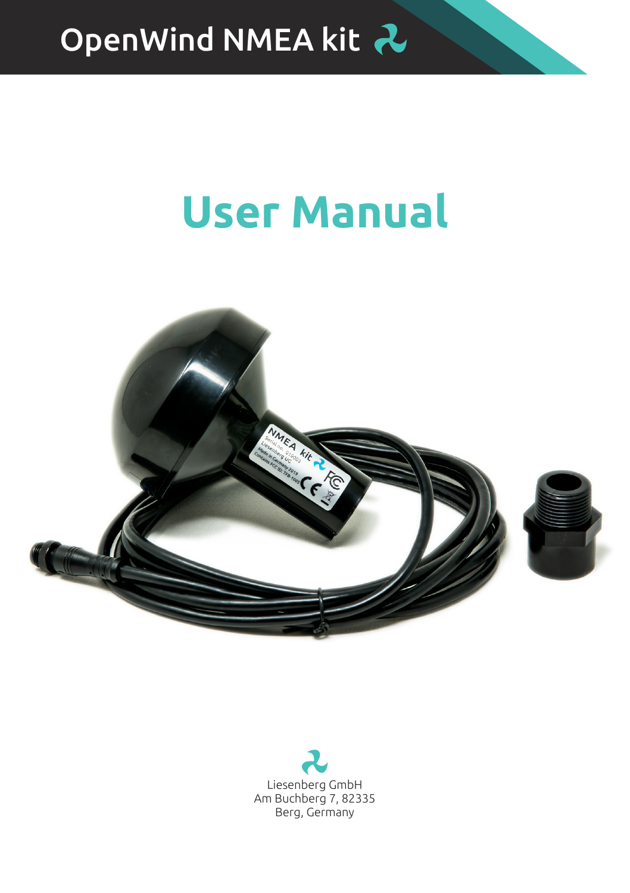# OpenWind NMEA kit

# User Manual

Liesenberg GmbH
Am Buchberg 7, 82335
Berg, Germany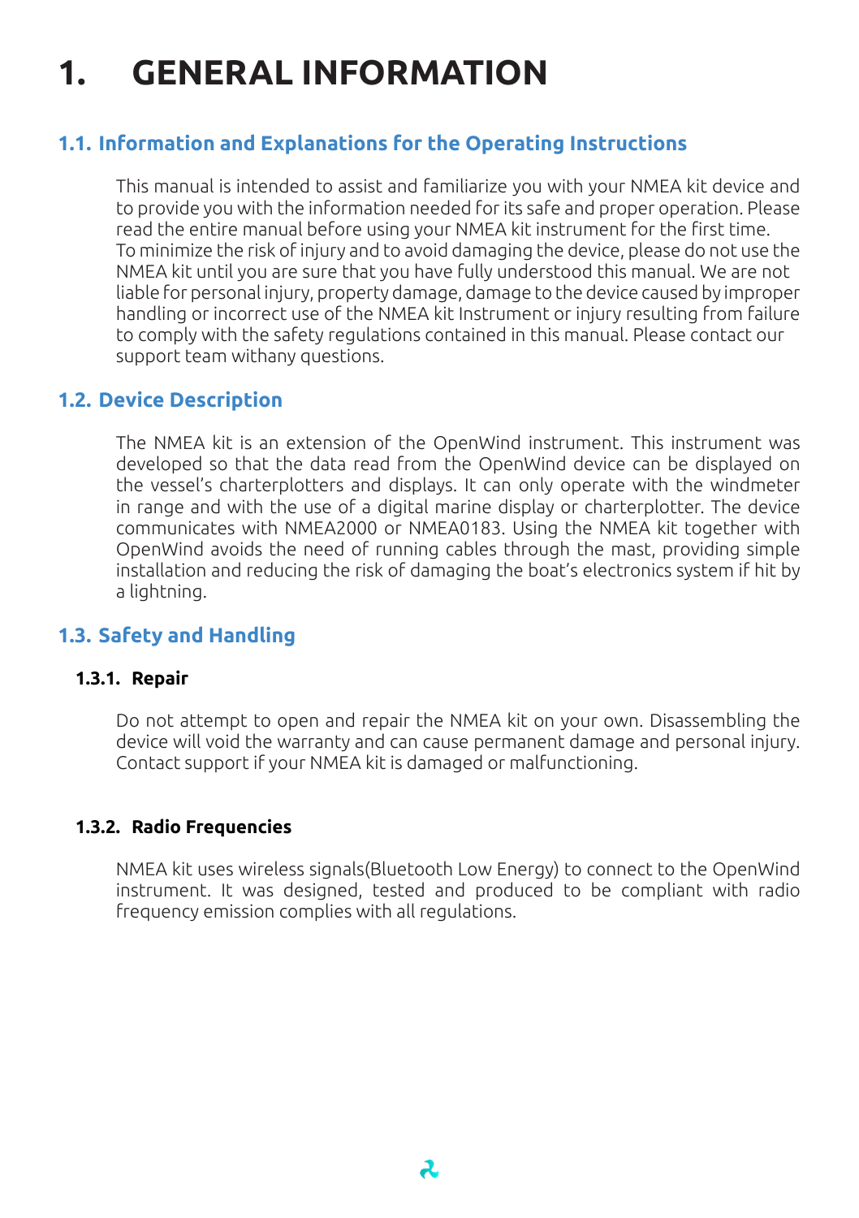# 1. GENERAL INFORMATION

## 1.1. Information and Explanations for the Operating Instructions

This manual is intended to assist and familiarize you with your NMEA kit device and to provide you with the information needed for its safe and proper operation. Please read the entire manual before using your NMEA kit instrument for the first time. To minimize the risk of injury and to avoid damaging the device, please do not use the NMEA kit until you are sure that you have fully understood this manual. We are not liable for personal injury, property damage, damage to the device caused by improper handling or incorrect use of the NMEA kit Instrument or injury resulting from failure to comply with the safety regulations contained in this manual. Please contact our support team withany questions.

## 1.2. Device Description

The NMEA kit is an extension of the OpenWind instrument. This instrument was developed so that the data read from the OpenWind device can be displayed on the vessel's charterplotters and displays. It can only operate with the windmeter in range and with the use of a digital marine display or charterplotter. The device communicates with NMEA2000 or NMEA0183. Using the NMEA kit together with OpenWind avoids the need of running cables through the mast, providing simple installation and reducing the risk of damaging the boat's electronics system if hit by a lightning.

## 1.3. Safety and Handling

### 1.3.1. Repair

Do not attempt to open and repair the NMEA kit on your own. Disassembling the device will void the warranty and can cause permanent damage and personal injury. Contact support if your NMEA kit is damaged or malfunctioning.

### 1.3.2. Radio Frequencies

NMEA kit uses wireless signals(Bluetooth Low Energy) to connect to the OpenWind instrument. It was designed, tested and produced to be compliant with radio frequency emission complies with all regulations.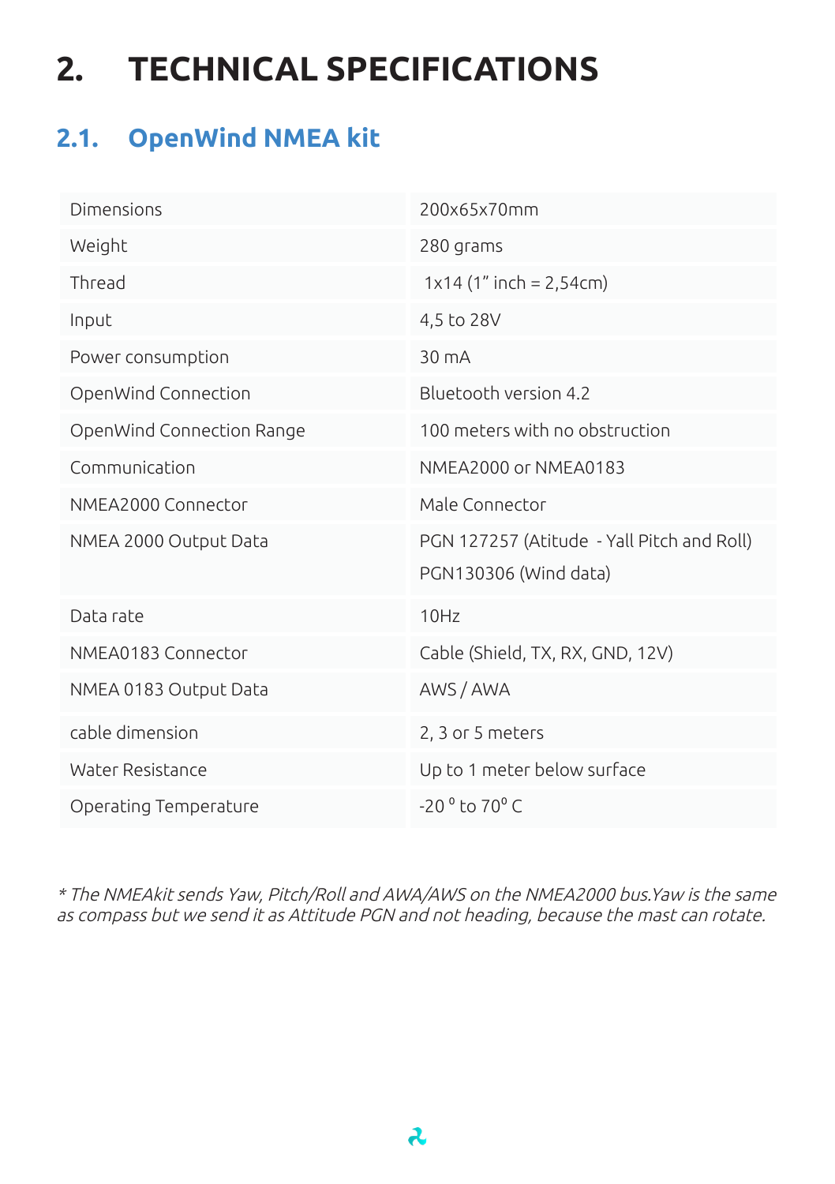# 2. TECHNICAL SPECIFICATIONS

## 2.1. OpenWind NMEA kit

| | |
|---|---|
| Dimensions | 200x65x70mm |
| Weight | 280 grams |
| Thread | 1x14 (1" inch = 2,54cm) |
| Input | 4,5 to 28V |
| Power consumption | 30 mA |
| OpenWind Connection | Bluetooth version 4.2 |
| OpenWind Connection Range | 100 meters with no obstruction |
| Communication | NMEA2000 or NMEA0183 |
| NMEA2000 Connector | Male Connector |
| NMEA 2000 Output Data | PGN 127257 (Atitude - Yall Pitch and Roll)<br>PGN130306 (Wind data) |
| Data rate | 10Hz |
| NMEA0183 Connector | Cable (Shield, TX, RX, GND, 12V) |
| NMEA 0183 Output Data | AWS / AWA |
| cable dimension | 2, 3 or 5 meters |
| Water Resistance | Up to 1 meter below surface |
| Operating Temperature | -20 º to 70º C |

*\* The NMEAkit sends Yaw, Pitch/Roll and AWA/AWS on the NMEA2000 bus.Yaw is the same as compass but we send it as Attitude PGN and not heading, because the mast can rotate.*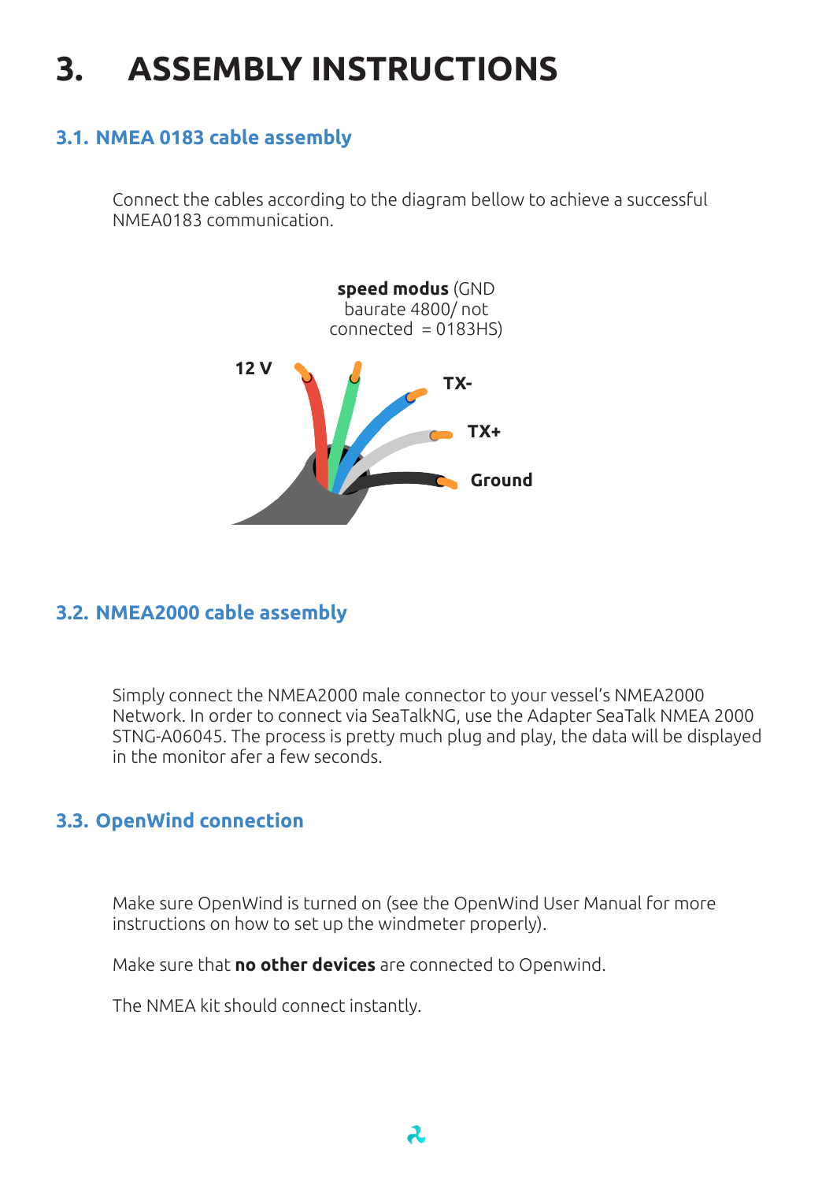# 3. ASSEMBLY INSTRUCTIONS

## 3.1. NMEA 0183 cable assembly

Connect the cables according to the diagram bellow to achieve a successful NMEA0183 communication.

**speed modus** (GND baurate 4800/ not connected = 0183HS)

12 V

TX-

TX+

Ground

## 3.2. NMEA2000 cable assembly

Simply connect the NMEA2000 male connector to your vessel's NMEA2000 Network. In order to connect via SeaTalkNG, use the Adapter SeaTalk NMEA 2000 STNG-A06045. The process is pretty much plug and play, the data will be displayed in the monitor afer a few seconds.

## 3.3. OpenWind connection

Make sure OpenWind is turned on (see the OpenWind User Manual for more instructions on how to set up the windmeter properly).

Make sure that **no other devices** are connected to Openwind.

The NMEA kit should connect instantly.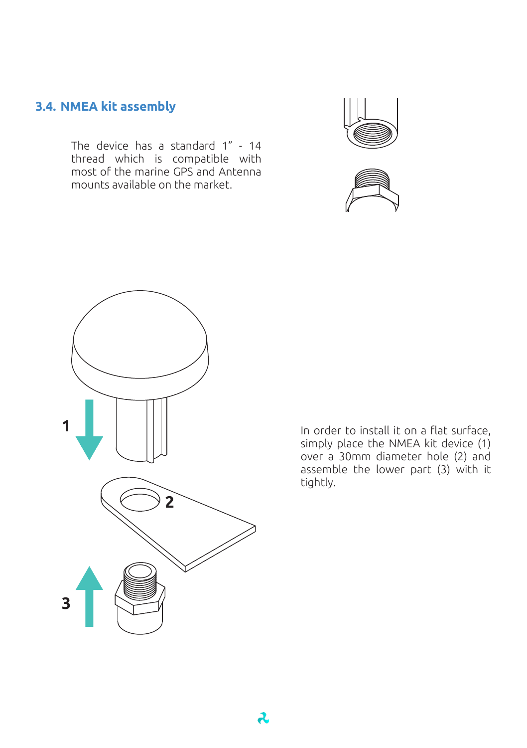## 3.4. NMEA kit assembly

The device has a standard 1” - 14 thread which is compatible with most of the marine GPS and Antenna mounts available on the market.

In order to install it on a flat surface, simply place the NMEA kit device (1) over a 30mm diameter hole (2) and assemble the lower part (3) with it tightly.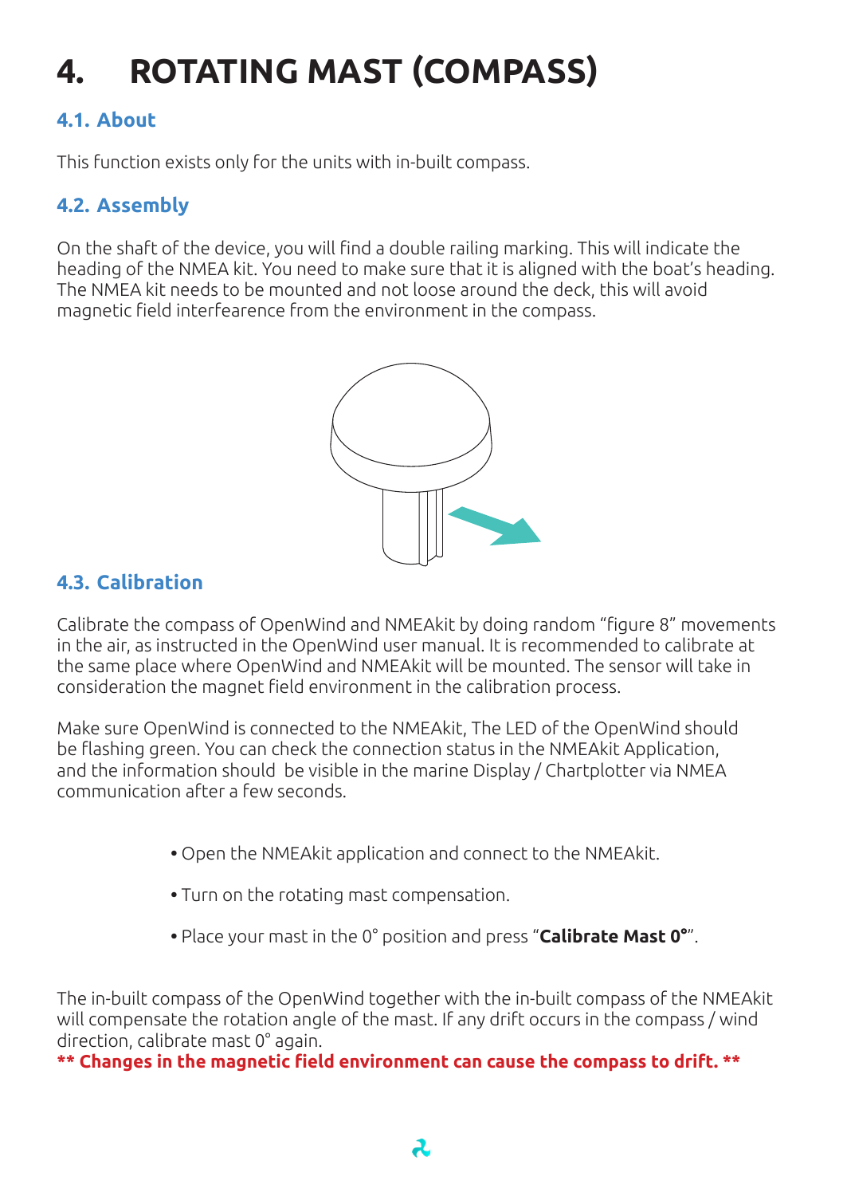# 4. ROTATING MAST (COMPASS)

## 4.1. About

This function exists only for the units with in-built compass.

## 4.2. Assembly

On the shaft of the device, you will find a double railing marking. This will indicate the heading of the NMEA kit. You need to make sure that it is aligned with the boat's heading. The NMEA kit needs to be mounted and not loose around the deck, this will avoid magnetic field interfearence from the environment in the compass.

## 4.3. Calibration

Calibrate the compass of OpenWind and NMEAkit by doing random "figure 8" movements in the air, as instructed in the OpenWind user manual. It is recommended to calibrate at the same place where OpenWind and NMEAkit will be mounted. The sensor will take in consideration the magnet field environment in the calibration process.

Make sure OpenWind is connected to the NMEAkit, The LED of the OpenWind should be flashing green. You can check the connection status in the NMEAkit Application, and the information should be visible in the marine Display / Chartplotter via NMEA communication after a few seconds.

- Open the NMEAkit application and connect to the NMEAkit.
- Turn on the rotating mast compensation.
- Place your mast in the 0° position and press "**Calibrate Mast 0°**".

The in-built compass of the OpenWind together with the in-built compass of the NMEAkit will compensate the rotation angle of the mast. If any drift occurs in the compass / wind direction, calibrate mast 0° again.

**** Changes in the magnetic field environment can cause the compass to drift. ****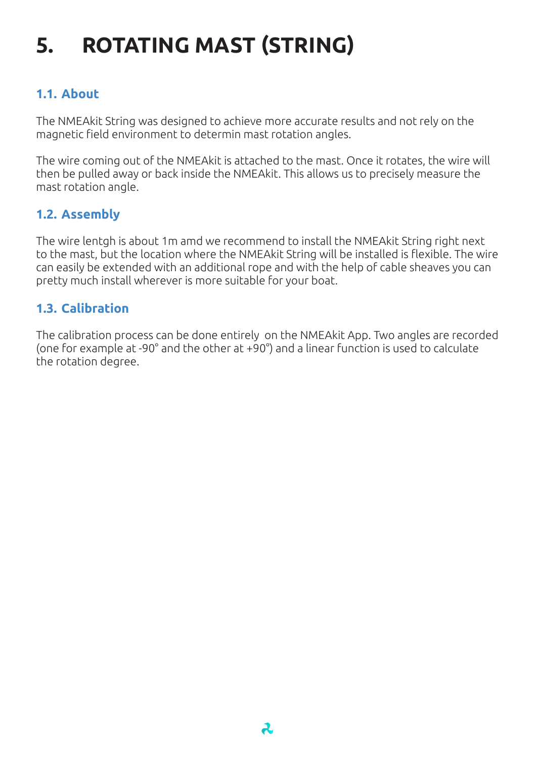# 5. ROTATING MAST (STRING)

## 1.1. About

The NMEAkit String was designed to achieve more accurate results and not rely on the magnetic field environment to determin mast rotation angles.

The wire coming out of the NMEAkit is attached to the mast. Once it rotates, the wire will then be pulled away or back inside the NMEAkit. This allows us to precisely measure the mast rotation angle.

## 1.2. Assembly

The wire lentgh is about 1m amd we recommend to install the NMEAkit String right next to the mast, but the location where the NMEAkit String will be installed is flexible. The wire can easily be extended with an additional rope and with the help of cable sheaves you can pretty much install wherever is more suitable for your boat.

## 1.3. Calibration

The calibration process can be done entirely on the NMEAkit App. Two angles are recorded (one for example at -90° and the other at +90°) and a linear function is used to calculate the rotation degree.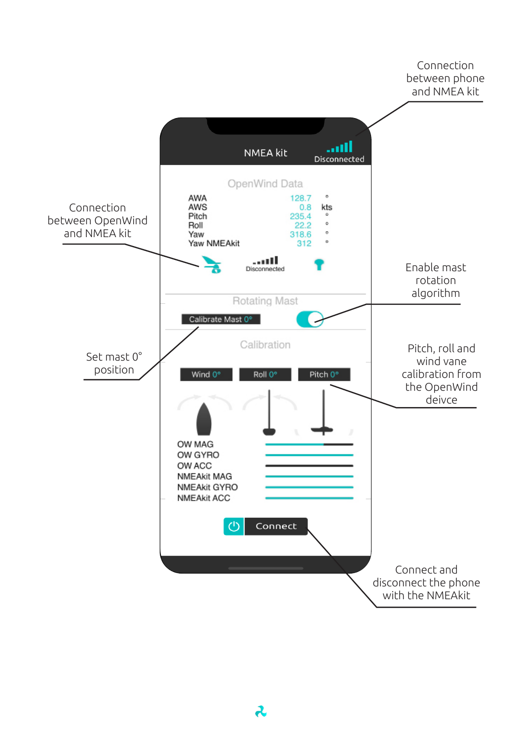Connection between phone and NMEA kit

NMEA kit

Disconnected

OpenWind Data

| | | |
|---|---|---|
| AWA | 128.7 | ° |
| AWS | 0.8 | kts |
| Pitch | 235.4 | ° |
| Roll | 22.2 | ° |
| Yaw | 318.6 | ° |
| Yaw NMEAkit | 312 | ° |

Connection between OpenWind and NMEA kit

Disconnected

Enable mast rotation algorithm

Rotating Mast

Calibrate Mast 0°

Set mast 0° position

Calibration

Wind 0° Roll 0° Pitch 0°

Pitch, roll and wind vane calibration from the OpenWind deivce

OW MAG

OW GYRO

OW ACC

NMEAkit MAG

NMEAkit GYRO

NMEAkit ACC

Connect

Connect and disconnect the phone with the NMEAkit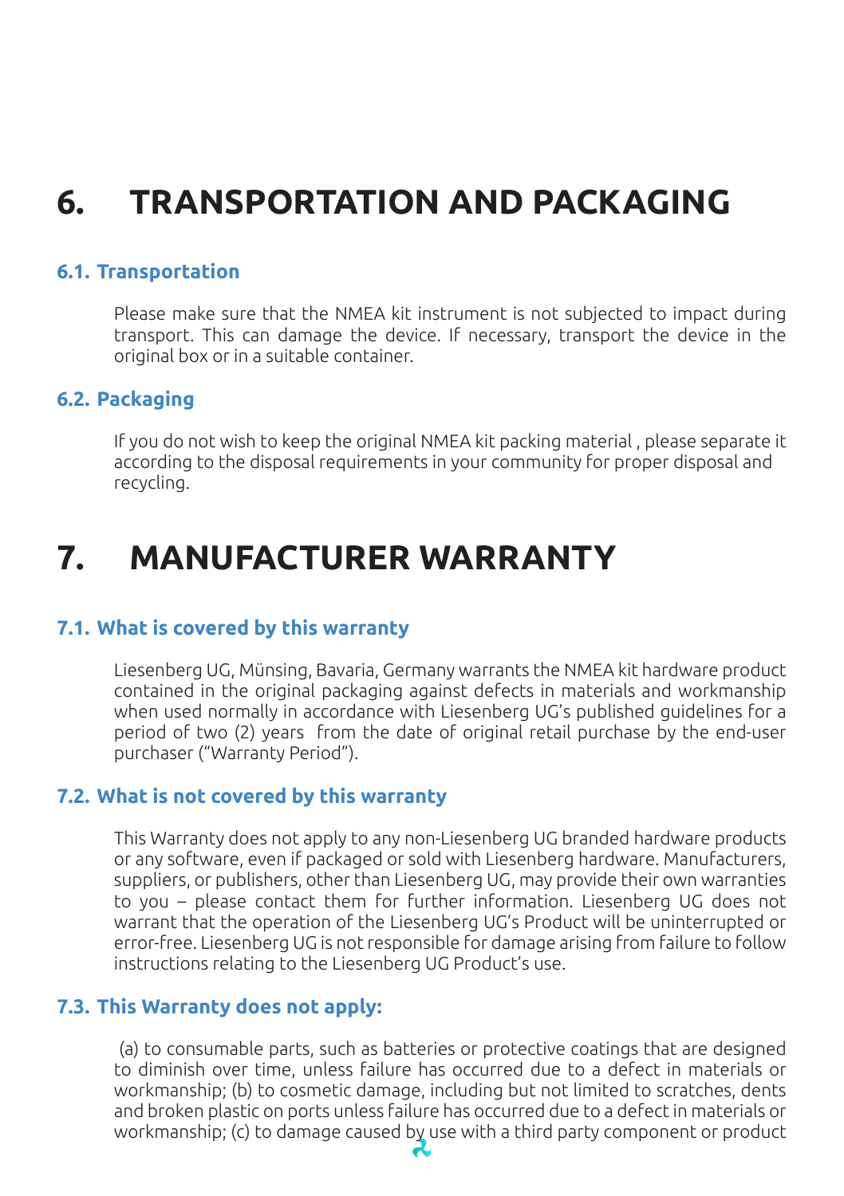# 6. TRANSPORTATION AND PACKAGING

## 6.1. Transportation

Please make sure that the NMEA kit instrument is not subjected to impact during transport. This can damage the device. If necessary, transport the device in the original box or in a suitable container.

## 6.2. Packaging

If you do not wish to keep the original NMEA kit packing material , please separate it according to the disposal requirements in your community for proper disposal and recycling.

# 7. MANUFACTURER WARRANTY

## 7.1. What is covered by this warranty

Liesenberg UG, Münsing, Bavaria, Germany warrants the NMEA kit hardware product contained in the original packaging against defects in materials and workmanship when used normally in accordance with Liesenberg UG's published guidelines for a period of two (2) years from the date of original retail purchase by the end-user purchaser ("Warranty Period").

## 7.2. What is not covered by this warranty

This Warranty does not apply to any non-Liesenberg UG branded hardware products or any software, even if packaged or sold with Liesenberg hardware. Manufacturers, suppliers, or publishers, other than Liesenberg UG, may provide their own warranties to you – please contact them for further information. Liesenberg UG does not warrant that the operation of the Liesenberg UG's Product will be uninterrupted or error-free. Liesenberg UG is not responsible for damage arising from failure to follow instructions relating to the Liesenberg UG Product's use.

## 7.3. This Warranty does not apply:

(a) to consumable parts, such as batteries or protective coatings that are designed to diminish over time, unless failure has occurred due to a defect in materials or workmanship; (b) to cosmetic damage, including but not limited to scratches, dents and broken plastic on ports unless failure has occurred due to a defect in materials or workmanship; (c) to damage caused by use with a third party component or product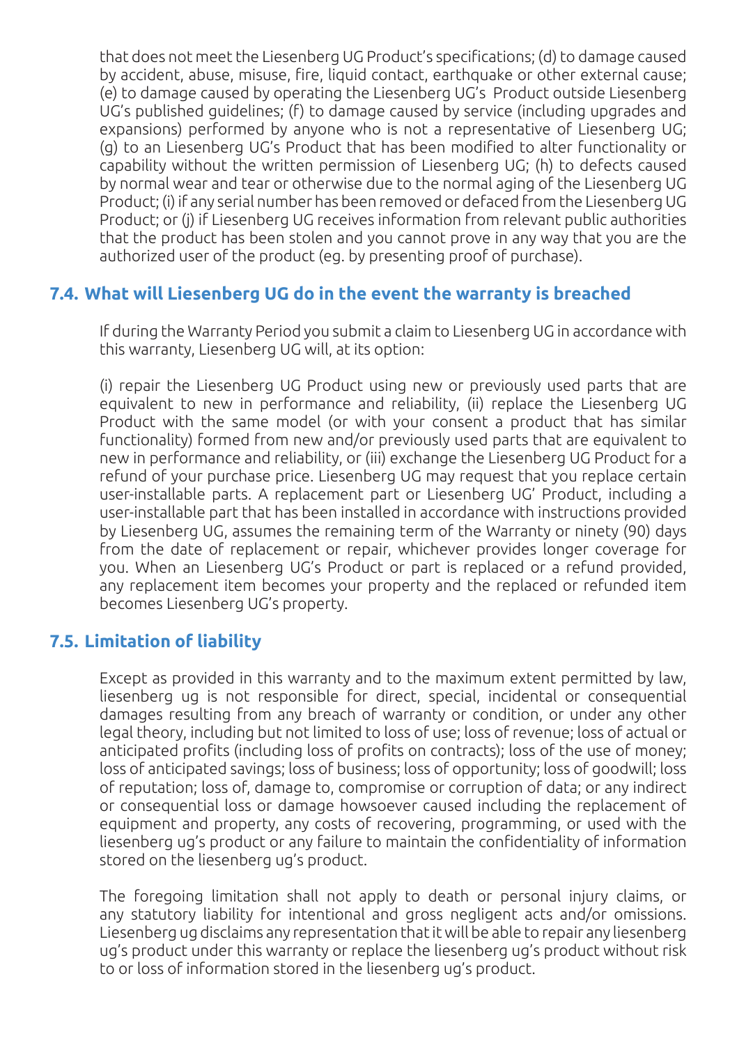that does not meet the Liesenberg UG Product's specifications; (d) to damage caused by accident, abuse, misuse, fire, liquid contact, earthquake or other external cause; (e) to damage caused by operating the Liesenberg UG's Product outside Liesenberg UG's published guidelines; (f) to damage caused by service (including upgrades and expansions) performed by anyone who is not a representative of Liesenberg UG; (g) to an Liesenberg UG's Product that has been modified to alter functionality or capability without the written permission of Liesenberg UG; (h) to defects caused by normal wear and tear or otherwise due to the normal aging of the Liesenberg UG Product; (i) if any serial number has been removed or defaced from the Liesenberg UG Product; or (j) if Liesenberg UG receives information from relevant public authorities that the product has been stolen and you cannot prove in any way that you are the authorized user of the product (eg. by presenting proof of purchase).

### 7.4. What will Liesenberg UG do in the event the warranty is breached

If during the Warranty Period you submit a claim to Liesenberg UG in accordance with this warranty, Liesenberg UG will, at its option:

(i) repair the Liesenberg UG Product using new or previously used parts that are equivalent to new in performance and reliability, (ii) replace the Liesenberg UG Product with the same model (or with your consent a product that has similar functionality) formed from new and/or previously used parts that are equivalent to new in performance and reliability, or (iii) exchange the Liesenberg UG Product for a refund of your purchase price. Liesenberg UG may request that you replace certain user-installable parts. A replacement part or Liesenberg UG' Product, including a user-installable part that has been installed in accordance with instructions provided by Liesenberg UG, assumes the remaining term of the Warranty or ninety (90) days from the date of replacement or repair, whichever provides longer coverage for you. When an Liesenberg UG's Product or part is replaced or a refund provided, any replacement item becomes your property and the replaced or refunded item becomes Liesenberg UG's property.

### 7.5. Limitation of liability

Except as provided in this warranty and to the maximum extent permitted by law, liesenberg ug is not responsible for direct, special, incidental or consequential damages resulting from any breach of warranty or condition, or under any other legal theory, including but not limited to loss of use; loss of revenue; loss of actual or anticipated profits (including loss of profits on contracts); loss of the use of money; loss of anticipated savings; loss of business; loss of opportunity; loss of goodwill; loss of reputation; loss of, damage to, compromise or corruption of data; or any indirect or consequential loss or damage howsoever caused including the replacement of equipment and property, any costs of recovering, programming, or used with the liesenberg ug's product or any failure to maintain the confidentiality of information stored on the liesenberg ug's product.

The foregoing limitation shall not apply to death or personal injury claims, or any statutory liability for intentional and gross negligent acts and/or omissions. Liesenberg ug disclaims any representation that it will be able to repair any liesenberg ug's product under this warranty or replace the liesenberg ug's product without risk to or loss of information stored in the liesenberg ug's product.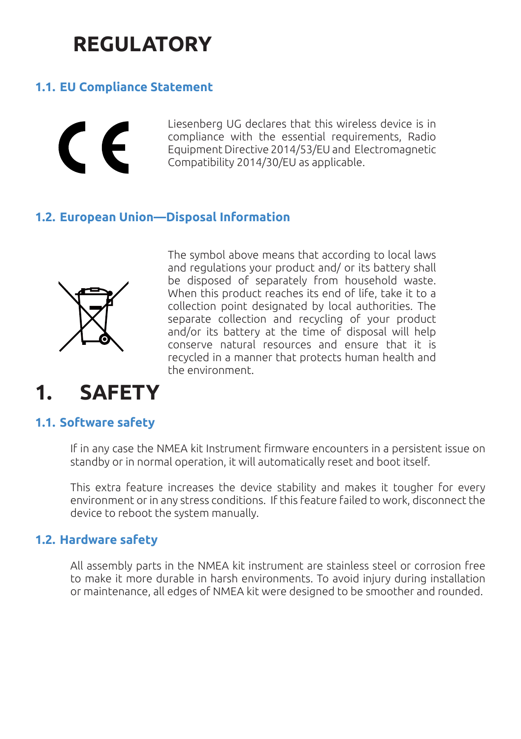# REGULATORY

## 1.1. EU Compliance Statement

Liesenberg UG declares that this wireless device is in compliance with the essential requirements, Radio Equipment Directive 2014/53/EU and Electromagnetic Compatibility 2014/30/EU as applicable.

## 1.2. European Union—Disposal Information

The symbol above means that according to local laws and regulations your product and/ or its battery shall be disposed of separately from household waste. When this product reaches its end of life, take it to a collection point designated by local authorities. The separate collection and recycling of your product and/or its battery at the time of disposal will help conserve natural resources and ensure that it is recycled in a manner that protects human health and the environment.

# 1. SAFETY

## 1.1. Software safety

If in any case the NMEA kit Instrument firmware encounters in a persistent issue on standby or in normal operation, it will automatically reset and boot itself.

This extra feature increases the device stability and makes it tougher for every environment or in any stress conditions. If this feature failed to work, disconnect the device to reboot the system manually.

## 1.2. Hardware safety

All assembly parts in the NMEA kit instrument are stainless steel or corrosion free to make it more durable in harsh environments. To avoid injury during installation or maintenance, all edges of NMEA kit were designed to be smoother and rounded.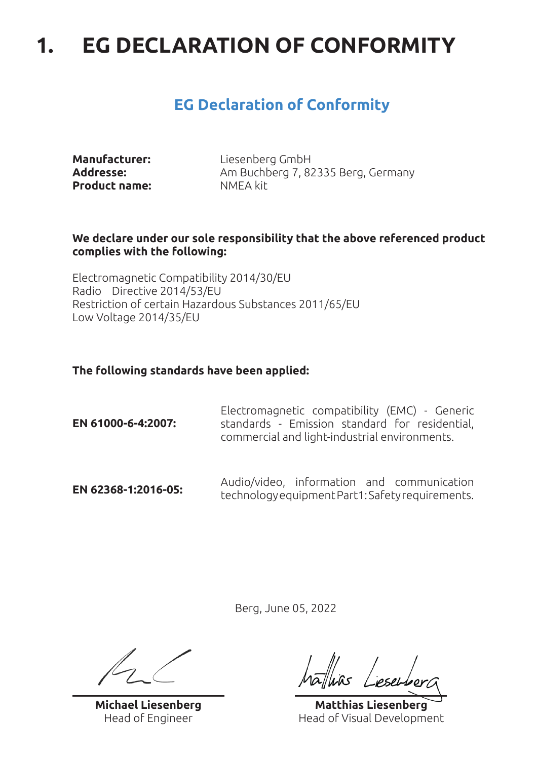# 1. EG DECLARATION OF CONFORMITY

## EG Declaration of Conformity

**Manufacturer:** Liesenberg GmbH
**Addresse:** Am Buchberg 7, 82335 Berg, Germany
**Product name:** NMEA kit

**We declare under our sole responsibility that the above referenced product complies with the following:**

Electromagnetic Compatibility 2014/30/EU
Radio Directive 2014/53/EU
Restriction of certain Hazardous Substances 2011/65/EU
Low Voltage 2014/35/EU

**The following standards have been applied:**

| | |
|---|---|
| **EN 61000-6-4:2007:** | Electromagnetic compatibility (EMC) - Generic standards - Emission standard for residential, commercial and light-industrial environments. |
| **EN 62368-1:2016-05:** | Audio/video, information and communication technology equipment Part 1: Safety requirements. |

Berg, June 05, 2022

**Michael Liesenberg**
Head of Engineer

**Matthias Liesenberg**
Head of Visual Development